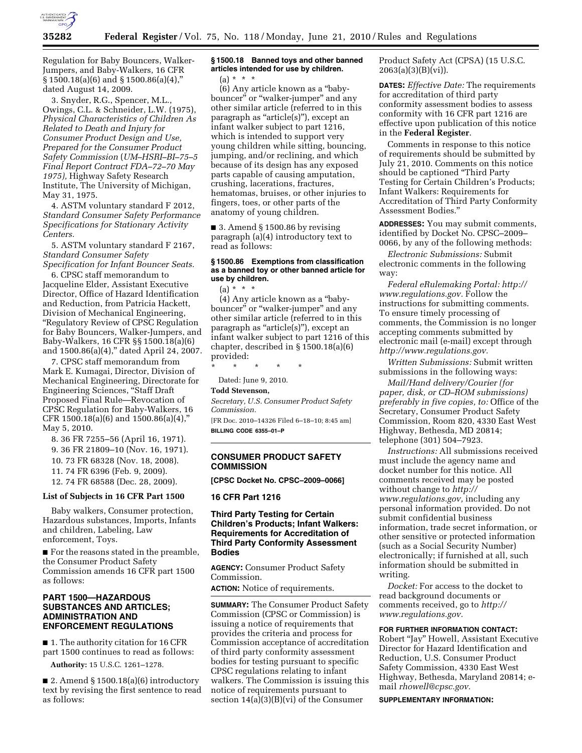Regulation for Baby Bouncers, Walker-Jumpers, and Baby-Walkers, 16 CFR § 1500.18(a)(6) and § 1500.86(a)(4)," dated August 14, 2009.

3. Snyder, R.G., Spencer, M.L., Owings, C.L. & Schneider, L.W. (1975), *Physical Characteristics of Children As Related to Death and Injury for Consumer Product Design and Use, Prepared for the Consumer Product Safety Commission* (*UM–HSRI–BI–75–5 Final Report Contract FDA–72–70 May 1975),* Highway Safety Research Institute, The University of Michigan, May 31, 1975.

4. ASTM voluntary standard F 2012, *Standard Consumer Safety Performance Specifications for Stationary Activity Centers.*

5. ASTM voluntary standard F 2167, *Standard Consumer Safety Specification for Infant Bouncer Seats.*

6. CPSC staff memorandum to Jacqueline Elder, Assistant Executive Director, Office of Hazard Identification and Reduction, from Patricia Hackett, Division of Mechanical Engineering, "Regulatory Review of CPSC Regulation for Baby Bouncers, Walker-Jumpers, and Baby-Walkers, 16 CFR §§ 1500.18(a)(6) and 1500.86(a)(4)," dated April 24, 2007.

7. CPSC staff memorandum from Mark E. Kumagai, Director, Division of Mechanical Engineering, Directorate for Engineering Sciences, "Staff Draft Proposed Final Rule—Revocation of CPSC Regulation for Baby-Walkers, 16 CFR 1500.18(a)(6) and 1500.86(a)(4)," May 5, 2010.

8. 36 FR 7255–56 (April 16, 1971).

9. 36 FR 21809–10 (Nov. 16, 1971).

10. 73 FR 68328 (Nov. 18, 2008).

11. 74 FR 6396 (Feb. 9, 2009).

12. 74 FR 68588 (Dec. 28, 2009).

### List of Subjects in 16 CFR Part 1500

Baby walkers, Consumer protection, Hazardous substances, Imports, Infants and children, Labeling, Law enforcement, Toys.

■ For the reasons stated in the preamble, the Consumer Product Safety Commission amends 16 CFR part 1500 as follows:

## PART 1500—HAZARDOUS SUBSTANCES AND ARTICLES; ADMINISTRATION AND ENFORCEMENT REGULATIONS

■ 1. The authority citation for 16 CFR part 1500 continues to read as follows:

**Authority:** 15 U.S.C. 1261–1278.

■ 2. Amend § 1500.18(a)(6) introductory text by revising the first sentence to read as follows:

### § 1500.18 Banned toys and other banned articles intended for use by children.

(a) * * *

(6) Any article known as a "baby-bouncer" or "walker-jumper" and any other similar article (referred to in this paragraph as "article(s)"), except an infant walker subject to part 1216, which is intended to support very young children while sitting, bouncing, jumping, and/or reclining, and which because of its design has any exposed parts capable of causing amputation, crushing, lacerations, fractures, hematomas, bruises, or other injuries to fingers, toes, or other parts of the anatomy of young children.

■ 3. Amend § 1500.86 by revising paragraph (a)(4) introductory text to read as follows:

### § 1500.86 Exemptions from classification as a banned toy or other banned article for use by children.

(a) * * *

(4) Any article known as a "baby-bouncer" or "walker-jumper" and any other similar article (referred to in this paragraph as "article(s)"), except an infant walker subject to part 1216 of this chapter, described in § 1500.18(a)(6) provided:

\* \* \* \* \*

Dated: June 9, 2010.

**Todd Stevenson,**

*Secretary, U.S. Consumer Product Safety Commission.*

[FR Doc. 2010–14326 Filed 6–18–10; 8:45 am]

**BILLING CODE 6355–01–P**

## CONSUMER PRODUCT SAFETY COMMISSION

**[CPSC Docket No. CPSC–2009–0066]**

**16 CFR Part 1216**

## Third Party Testing for Certain Children's Products; Infant Walkers: Requirements for Accreditation of Third Party Conformity Assessment Bodies

**AGENCY:** Consumer Product Safety Commission.

**ACTION:** Notice of requirements.

**SUMMARY:** The Consumer Product Safety Commission (CPSC or Commission) is issuing a notice of requirements that provides the criteria and process for Commission acceptance of accreditation of third party conformity assessment bodies for testing pursuant to specific CPSC regulations relating to infant walkers. The Commission is issuing this notice of requirements pursuant to section 14(a)(3)(B)(vi) of the Consumer Product Safety Act (CPSA) (15 U.S.C. 2063(a)(3)(B)(vi)).

**DATES:** *Effective Date:* The requirements for accreditation of third party conformity assessment bodies to assess conformity with 16 CFR part 1216 are effective upon publication of this notice in the **Federal Register**.

Comments in response to this notice of requirements should be submitted by July 21, 2010. Comments on this notice should be captioned "Third Party Testing for Certain Children's Products; Infant Walkers: Requirements for Accreditation of Third Party Conformity Assessment Bodies."

**ADDRESSES:** You may submit comments, identified by Docket No. CPSC–2009–0066, by any of the following methods:

*Electronic Submissions:* Submit electronic comments in the following way:

*Federal eRulemaking Portal: http://www.regulations.gov.* Follow the instructions for submitting comments. To ensure timely processing of comments, the Commission is no longer accepting comments submitted by electronic mail (e-mail) except through *http://www.regulations.gov.*

*Written Submissions:* Submit written submissions in the following ways:

*Mail/Hand delivery/Courier (for paper, disk, or CD–ROM submissions) preferably in five copies, to:* Office of the Secretary, Consumer Product Safety Commission, Room 820, 4330 East West Highway, Bethesda, MD 20814; telephone (301) 504–7923.

*Instructions:* All submissions received must include the agency name and docket number for this notice. All comments received may be posted without change to *http://www.regulations.gov,* including any personal information provided. Do not submit confidential business information, trade secret information, or other sensitive or protected information (such as a Social Security Number) electronically; if furnished at all, such information should be submitted in writing.

*Docket:* For access to the docket to read background documents or comments received, go to *http://www.regulations.gov.*

**FOR FURTHER INFORMATION CONTACT:** Robert "Jay" Howell, Assistant Executive Director for Hazard Identification and Reduction, U.S. Consumer Product Safety Commission, 4330 East West Highway, Bethesda, Maryland 20814; e-mail *rhowell@cpsc.gov.*

**SUPPLEMENTARY INFORMATION:**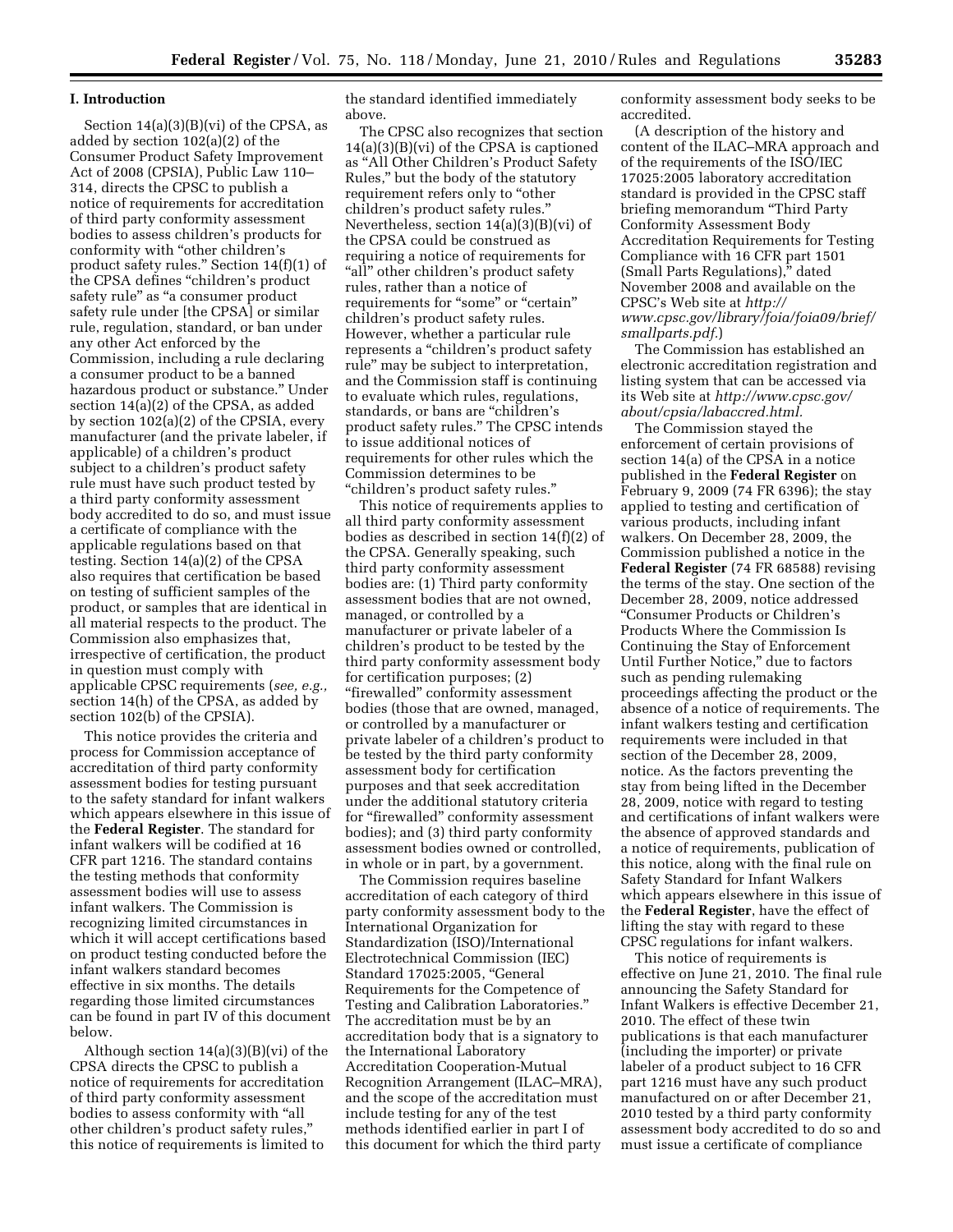## I. Introduction

Section 14(a)(3)(B)(vi) of the CPSA, as added by section 102(a)(2) of the Consumer Product Safety Improvement Act of 2008 (CPSIA), Public Law 110–314, directs the CPSC to publish a notice of requirements for accreditation of third party conformity assessment bodies to assess children's products for conformity with "other children's product safety rules." Section 14(f)(1) of the CPSA defines "children's product safety rule" as "a consumer product safety rule under [the CPSA] or similar rule, regulation, standard, or ban under any other Act enforced by the Commission, including a rule declaring a consumer product to be a banned hazardous product or substance." Under section 14(a)(2) of the CPSA, as added by section 102(a)(2) of the CPSIA, every manufacturer (and the private labeler, if applicable) of a children's product subject to a children's product safety rule must have such product tested by a third party conformity assessment body accredited to do so, and must issue a certificate of compliance with the applicable regulations based on that testing. Section 14(a)(2) of the CPSA also requires that certification be based on testing of sufficient samples of the product, or samples that are identical in all material respects to the product. The Commission also emphasizes that, irrespective of certification, the product in question must comply with applicable CPSC requirements (*see, e.g.,* section 14(h) of the CPSA, as added by section 102(b) of the CPSIA).

This notice provides the criteria and process for Commission acceptance of accreditation of third party conformity assessment bodies for testing pursuant to the safety standard for infant walkers which appears elsewhere in this issue of the **Federal Register**. The standard for infant walkers will be codified at 16 CFR part 1216. The standard contains the testing methods that conformity assessment bodies will use to assess infant walkers. The Commission is recognizing limited circumstances in which it will accept certifications based on product testing conducted before the infant walkers standard becomes effective in six months. The details regarding those limited circumstances can be found in part IV of this document below.

Although section 14(a)(3)(B)(vi) of the CPSA directs the CPSC to publish a notice of requirements for accreditation of third party conformity assessment bodies to assess conformity with "all other children's product safety rules," this notice of requirements is limited to the standard identified immediately above.

The CPSC also recognizes that section 14(a)(3)(B)(vi) of the CPSA is captioned as "All Other Children's Product Safety Rules," but the body of the statutory requirement refers only to "other children's product safety rules." Nevertheless, section 14(a)(3)(B)(vi) of the CPSA could be construed as requiring a notice of requirements for "all" other children's product safety rules, rather than a notice of requirements for "some" or "certain" children's product safety rules. However, whether a particular rule represents a "children's product safety rule" may be subject to interpretation, and the Commission staff is continuing to evaluate which rules, regulations, standards, or bans are "children's product safety rules." The CPSC intends to issue additional notices of requirements for other rules which the Commission determines to be "children's product safety rules."

This notice of requirements applies to all third party conformity assessment bodies as described in section 14(f)(2) of the CPSA. Generally speaking, such third party conformity assessment bodies are: (1) Third party conformity assessment bodies that are not owned, managed, or controlled by a manufacturer or private labeler of a children's product to be tested by the third party conformity assessment body for certification purposes; (2) "firewalled" conformity assessment bodies (those that are owned, managed, or controlled by a manufacturer or private labeler of a children's product to be tested by the third party conformity assessment body for certification purposes and that seek accreditation under the additional statutory criteria for "firewalled" conformity assessment bodies); and (3) third party conformity assessment bodies owned or controlled, in whole or in part, by a government.

The Commission requires baseline accreditation of each category of third party conformity assessment body to the International Organization for Standardization (ISO)/International Electrotechnical Commission (IEC) Standard 17025:2005, "General Requirements for the Competence of Testing and Calibration Laboratories." The accreditation must be by an accreditation body that is a signatory to the International Laboratory Accreditation Cooperation-Mutual Recognition Arrangement (ILAC–MRA), and the scope of the accreditation must include testing for any of the test methods identified earlier in part I of this document for which the third party conformity assessment body seeks to be accredited.

(A description of the history and content of the ILAC–MRA approach and of the requirements of the ISO/IEC 17025:2005 laboratory accreditation standard is provided in the CPSC staff briefing memorandum "Third Party Conformity Assessment Body Accreditation Requirements for Testing Compliance with 16 CFR part 1501 (Small Parts Regulations)," dated November 2008 and available on the CPSC's Web site at *http://www.cpsc.gov/library/foia/foia09/brief/smallparts.pdf*.)

The Commission has established an electronic accreditation registration and listing system that can be accessed via its Web site at *http://www.cpsc.gov/about/cpsia/labaccred.html.*

The Commission stayed the enforcement of certain provisions of section 14(a) of the CPSA in a notice published in the **Federal Register** on February 9, 2009 (74 FR 6396); the stay applied to testing and certification of various products, including infant walkers. On December 28, 2009, the Commission published a notice in the **Federal Register** (74 FR 68588) revising the terms of the stay. One section of the December 28, 2009, notice addressed "Consumer Products or Children's Products Where the Commission Is Continuing the Stay of Enforcement Until Further Notice," due to factors such as pending rulemaking proceedings affecting the product or the absence of a notice of requirements. The infant walkers testing and certification requirements were included in that section of the December 28, 2009, notice. As the factors preventing the stay from being lifted in the December 28, 2009, notice with regard to testing and certifications of infant walkers were the absence of approved standards and a notice of requirements, publication of this notice, along with the final rule on Safety Standard for Infant Walkers which appears elsewhere in this issue of the **Federal Register**, have the effect of lifting the stay with regard to these CPSC regulations for infant walkers.

This notice of requirements is effective on June 21, 2010. The final rule announcing the Safety Standard for Infant Walkers is effective December 21, 2010. The effect of these twin publications is that each manufacturer (including the importer) or private labeler of a product subject to 16 CFR part 1216 must have any such product manufactured on or after December 21, 2010 tested by a third party conformity assessment body accredited to do so and must issue a certificate of compliance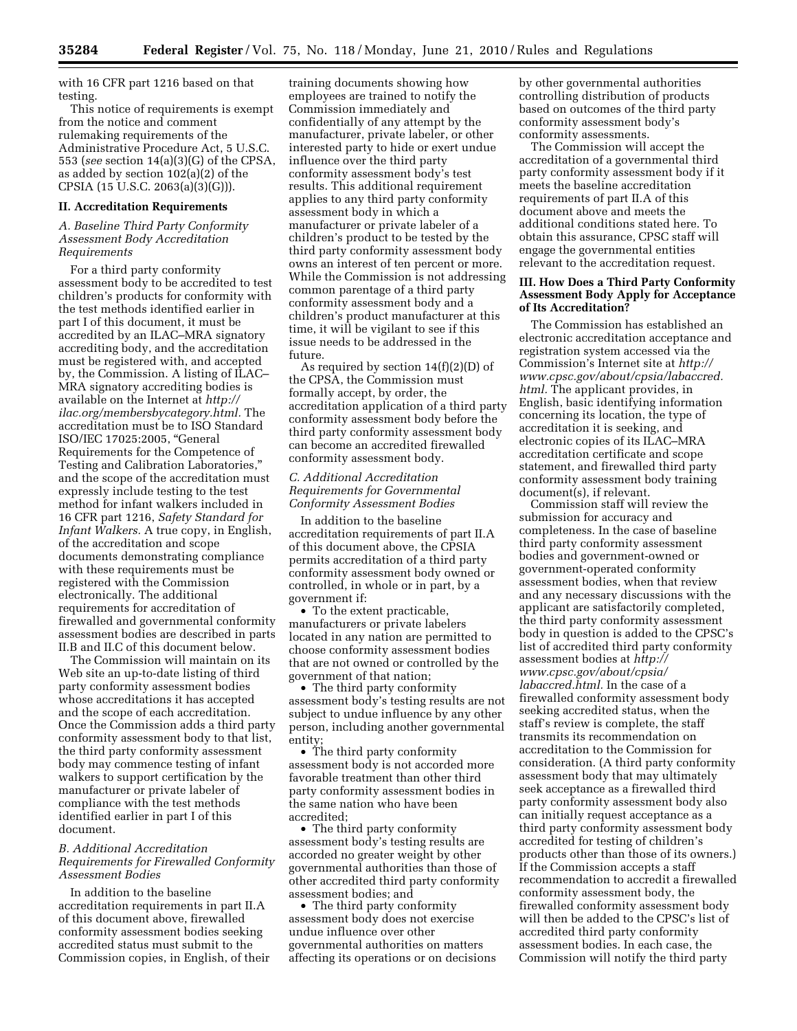with 16 CFR part 1216 based on that testing.

This notice of requirements is exempt from the notice and comment rulemaking requirements of the Administrative Procedure Act, 5 U.S.C. 553 (*see* section 14(a)(3)(G) of the CPSA, as added by section 102(a)(2) of the CPSIA (15 U.S.C. 2063(a)(3)(G))).

## II. Accreditation Requirements

### *A. Baseline Third Party Conformity Assessment Body Accreditation Requirements*

For a third party conformity assessment body to be accredited to test children's products for conformity with the test methods identified earlier in part I of this document, it must be accredited by an ILAC–MRA signatory accrediting body, and the accreditation must be registered with, and accepted by, the Commission. A listing of ILAC–MRA signatory accrediting bodies is available on the Internet at *http://ilac.org/membersbycategory.html.* The accreditation must be to ISO Standard ISO/IEC 17025:2005, "General Requirements for the Competence of Testing and Calibration Laboratories," and the scope of the accreditation must expressly include testing to the test method for infant walkers included in 16 CFR part 1216, *Safety Standard for Infant Walkers.* A true copy, in English, of the accreditation and scope documents demonstrating compliance with these requirements must be registered with the Commission electronically. The additional requirements for accreditation of firewalled and governmental conformity assessment bodies are described in parts II.B and II.C of this document below.

The Commission will maintain on its Web site an up-to-date listing of third party conformity assessment bodies whose accreditations it has accepted and the scope of each accreditation. Once the Commission adds a third party conformity assessment body to that list, the third party conformity assessment body may commence testing of infant walkers to support certification by the manufacturer or private labeler of compliance with the test methods identified earlier in part I of this document.

### *B. Additional Accreditation Requirements for Firewalled Conformity Assessment Bodies*

In addition to the baseline accreditation requirements in part II.A of this document above, firewalled conformity assessment bodies seeking accredited status must submit to the Commission copies, in English, of their training documents showing how employees are trained to notify the Commission immediately and confidentially of any attempt by the manufacturer, private labeler, or other interested party to hide or exert undue influence over the third party conformity assessment body's test results. This additional requirement applies to any third party conformity assessment body in which a manufacturer or private labeler of a children's product to be tested by the third party conformity assessment body owns an interest of ten percent or more. While the Commission is not addressing common parentage of a third party conformity assessment body and a children's product manufacturer at this time, it will be vigilant to see if this issue needs to be addressed in the future.

As required by section 14(f)(2)(D) of the CPSA, the Commission must formally accept, by order, the accreditation application of a third party conformity assessment body before the third party conformity assessment body can become an accredited firewalled conformity assessment body.

### *C. Additional Accreditation Requirements for Governmental Conformity Assessment Bodies*

In addition to the baseline accreditation requirements of part II.A of this document above, the CPSIA permits accreditation of a third party conformity assessment body owned or controlled, in whole or in part, by a government if:

- To the extent practicable, manufacturers or private labelers located in any nation are permitted to choose conformity assessment bodies that are not owned or controlled by the government of that nation;
- The third party conformity assessment body's testing results are not subject to undue influence by any other person, including another governmental entity;
- The third party conformity assessment body is not accorded more favorable treatment than other third party conformity assessment bodies in the same nation who have been accredited;
- The third party conformity assessment body's testing results are accorded no greater weight by other governmental authorities than those of other accredited third party conformity assessment bodies; and
- The third party conformity assessment body does not exercise undue influence over other governmental authorities on matters affecting its operations or on decisions by other governmental authorities controlling distribution of products based on outcomes of the third party conformity assessment body's conformity assessments.

The Commission will accept the accreditation of a governmental third party conformity assessment body if it meets the baseline accreditation requirements of part II.A of this document above and meets the additional conditions stated here. To obtain this assurance, CPSC staff will engage the governmental entities relevant to the accreditation request.

## III. How Does a Third Party Conformity Assessment Body Apply for Acceptance of Its Accreditation?

The Commission has established an electronic accreditation acceptance and registration system accessed via the Commission's Internet site at *http://www.cpsc.gov/about/cpsia/labaccred.html.* The applicant provides, in English, basic identifying information concerning its location, the type of accreditation it is seeking, and electronic copies of its ILAC–MRA accreditation certificate and scope statement, and firewalled third party conformity assessment body training document(s), if relevant.

Commission staff will review the submission for accuracy and completeness. In the case of baseline third party conformity assessment bodies and government-owned or government-operated conformity assessment bodies, when that review and any necessary discussions with the applicant are satisfactorily completed, the third party conformity assessment body in question is added to the CPSC's list of accredited third party conformity assessment bodies at *http://www.cpsc.gov/about/cpsia/labaccred.html.* In the case of a firewalled conformity assessment body seeking accredited status, when the staff's review is complete, the staff transmits its recommendation on accreditation to the Commission for consideration. (A third party conformity assessment body that may ultimately seek acceptance as a firewalled third party conformity assessment body also can initially request acceptance as a third party conformity assessment body accredited for testing of children's products other than those of its owners.) If the Commission accepts a staff recommendation to accredit a firewalled conformity assessment body, the firewalled conformity assessment body will then be added to the CPSC's list of accredited third party conformity assessment bodies. In each case, the Commission will notify the third party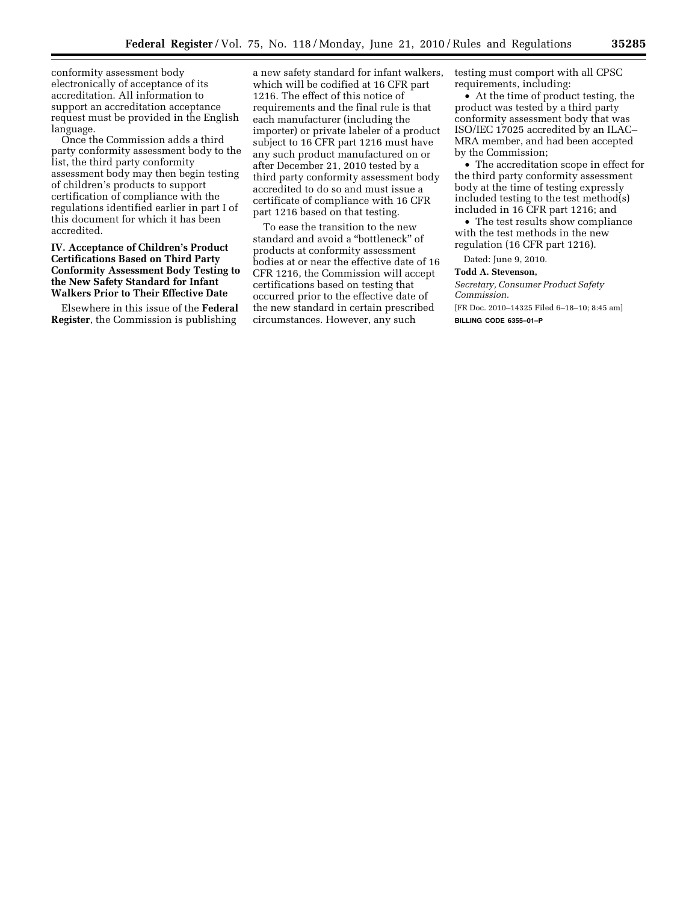conformity assessment body electronically of acceptance of its accreditation. All information to support an accreditation acceptance request must be provided in the English language.

Once the Commission adds a third party conformity assessment body to the list, the third party conformity assessment body may then begin testing of children's products to support certification of compliance with the regulations identified earlier in part I of this document for which it has been accredited.

**IV. Acceptance of Children's Product Certifications Based on Third Party Conformity Assessment Body Testing to the New Safety Standard for Infant Walkers Prior to Their Effective Date**

Elsewhere in this issue of the **Federal Register**, the Commission is publishing a new safety standard for infant walkers, which will be codified at 16 CFR part 1216. The effect of this notice of requirements and the final rule is that each manufacturer (including the importer) or private labeler of a product subject to 16 CFR part 1216 must have any such product manufactured on or after December 21, 2010 tested by a third party conformity assessment body accredited to do so and must issue a certificate of compliance with 16 CFR part 1216 based on that testing.

To ease the transition to the new standard and avoid a "bottleneck" of products at conformity assessment bodies at or near the effective date of 16 CFR 1216, the Commission will accept certifications based on testing that occurred prior to the effective date of the new standard in certain prescribed circumstances. However, any such testing must comport with all CPSC requirements, including:

- At the time of product testing, the product was tested by a third party conformity assessment body that was ISO/IEC 17025 accredited by an ILAC–MRA member, and had been accepted by the Commission;
- The accreditation scope in effect for the third party conformity assessment body at the time of testing expressly included testing to the test method(s) included in 16 CFR part 1216; and
- The test results show compliance with the test methods in the new regulation (16 CFR part 1216).

Dated: June 9, 2010.

**Todd A. Stevenson,**

*Secretary, Consumer Product Safety Commission.*

[FR Doc. 2010–14325 Filed 6–18–10; 8:45 am]

**BILLING CODE 6355–01–P**